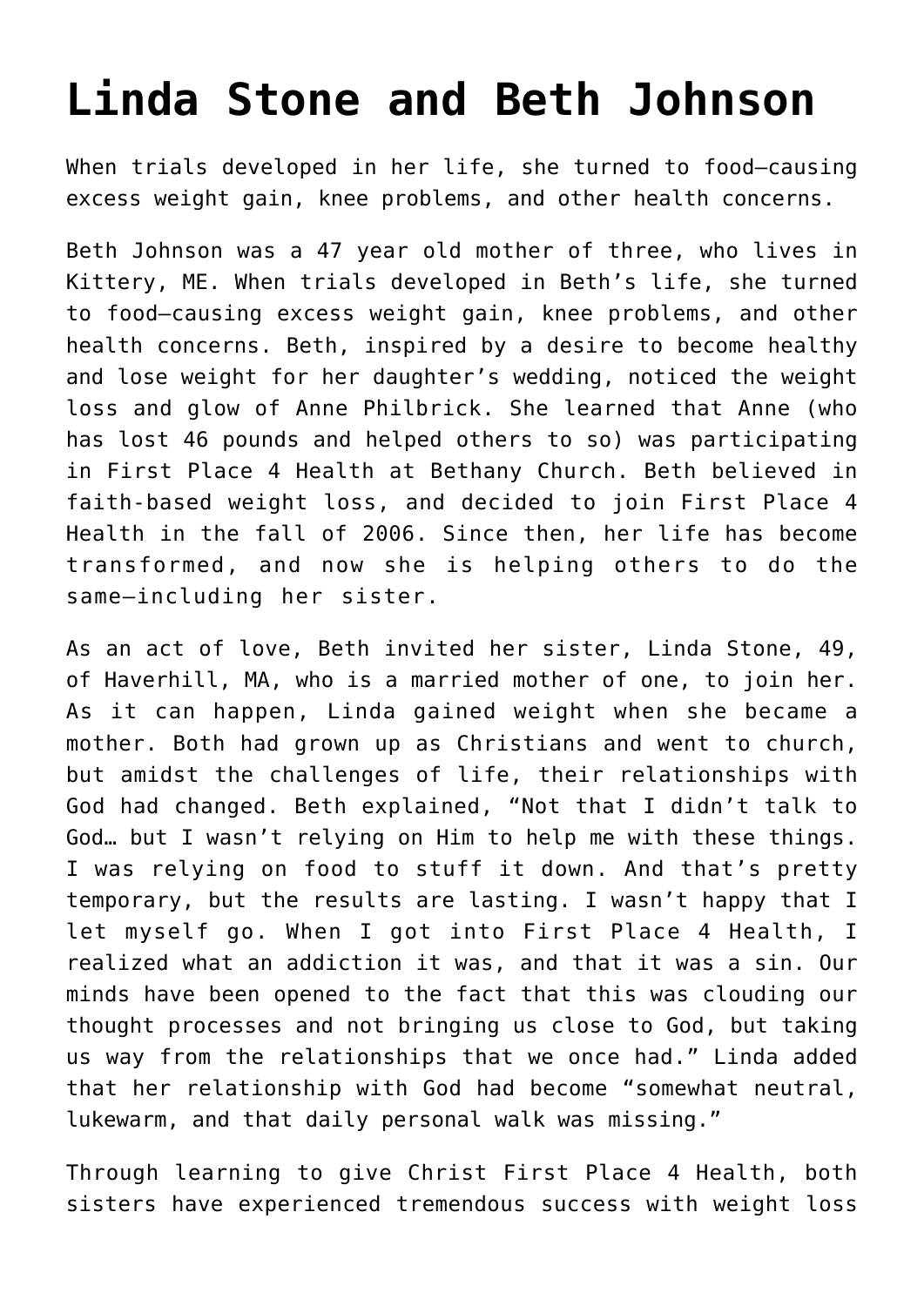# Linda Stone and Beth Johnson

When trials developed in her life, she turned to food—causing excess weight gain, knee problems, and other health concerns.

Beth Johnson was a 47 year old mother of three, who lives in Kittery, ME. When trials developed in Beth's life, she turned to food—causing excess weight gain, knee problems, and other health concerns. Beth, inspired by a desire to become healthy and lose weight for her daughter's wedding, noticed the weight loss and glow of Anne Philbrick. She learned that Anne (who has lost 46 pounds and helped others to so) was participating in First Place 4 Health at Bethany Church. Beth believed in faith-based weight loss, and decided to join First Place 4 Health in the fall of 2006. Since then, her life has become transformed, and now she is helping others to do the same—including her sister.

As an act of love, Beth invited her sister, Linda Stone, 49, of Haverhill, MA, who is a married mother of one, to join her. As it can happen, Linda gained weight when she became a mother. Both had grown up as Christians and went to church, but amidst the challenges of life, their relationships with God had changed. Beth explained, "Not that I didn't talk to God… but I wasn't relying on Him to help me with these things. I was relying on food to stuff it down. And that's pretty temporary, but the results are lasting. I wasn't happy that I let myself go. When I got into First Place 4 Health, I realized what an addiction it was, and that it was a sin. Our minds have been opened to the fact that this was clouding our thought processes and not bringing us close to God, but taking us way from the relationships that we once had." Linda added that her relationship with God had become "somewhat neutral, lukewarm, and that daily personal walk was missing."

Through learning to give Christ First Place 4 Health, both sisters have experienced tremendous success with weight loss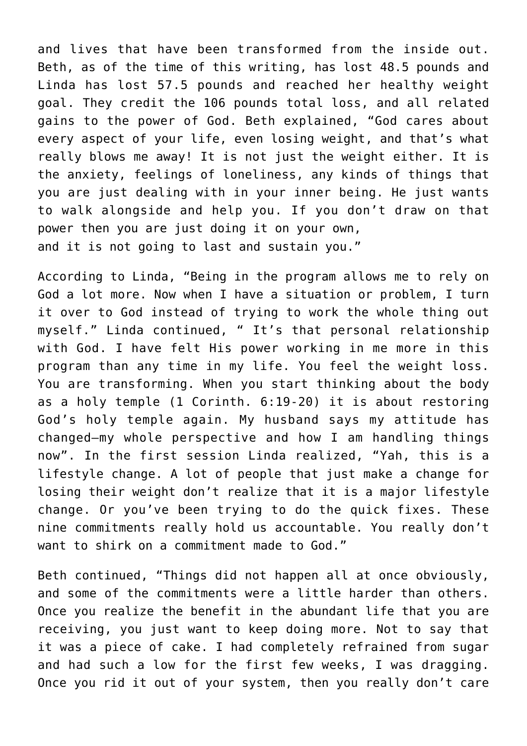and lives that have been transformed from the inside out. Beth, as of the time of this writing, has lost 48.5 pounds and Linda has lost 57.5 pounds and reached her healthy weight goal. They credit the 106 pounds total loss, and all related gains to the power of God. Beth explained, "God cares about every aspect of your life, even losing weight, and that's what really blows me away! It is not just the weight either. It is the anxiety, feelings of loneliness, any kinds of things that you are just dealing with in your inner being. He just wants to walk alongside and help you. If you don't draw on that power then you are just doing it on your own,
and it is not going to last and sustain you."

According to Linda, "Being in the program allows me to rely on God a lot more. Now when I have a situation or problem, I turn it over to God instead of trying to work the whole thing out myself." Linda continued, " It's that personal relationship with God. I have felt His power working in me more in this program than any time in my life. You feel the weight loss. You are transforming. When you start thinking about the body as a holy temple (1 Corinth. 6:19-20) it is about restoring God's holy temple again. My husband says my attitude has changed—my whole perspective and how I am handling things now". In the first session Linda realized, "Yah, this is a lifestyle change. A lot of people that just make a change for losing their weight don't realize that it is a major lifestyle change. Or you've been trying to do the quick fixes. These nine commitments really hold us accountable. You really don't want to shirk on a commitment made to God."

Beth continued, "Things did not happen all at once obviously, and some of the commitments were a little harder than others. Once you realize the benefit in the abundant life that you are receiving, you just want to keep doing more. Not to say that it was a piece of cake. I had completely refrained from sugar and had such a low for the first few weeks, I was dragging. Once you rid it out of your system, then you really don't care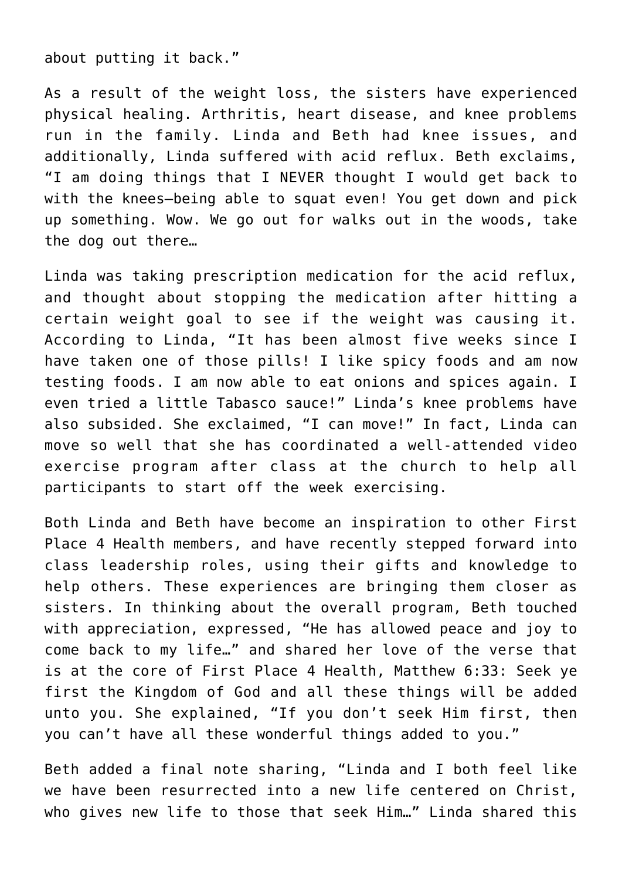about putting it back."

As a result of the weight loss, the sisters have experienced physical healing. Arthritis, heart disease, and knee problems run in the family. Linda and Beth had knee issues, and additionally, Linda suffered with acid reflux. Beth exclaims, "I am doing things that I NEVER thought I would get back to with the knees—being able to squat even! You get down and pick up something. Wow. We go out for walks out in the woods, take the dog out there…

Linda was taking prescription medication for the acid reflux, and thought about stopping the medication after hitting a certain weight goal to see if the weight was causing it. According to Linda, "It has been almost five weeks since I have taken one of those pills! I like spicy foods and am now testing foods. I am now able to eat onions and spices again. I even tried a little Tabasco sauce!" Linda's knee problems have also subsided. She exclaimed, "I can move!" In fact, Linda can move so well that she has coordinated a well-attended video exercise program after class at the church to help all participants to start off the week exercising.

Both Linda and Beth have become an inspiration to other First Place 4 Health members, and have recently stepped forward into class leadership roles, using their gifts and knowledge to help others. These experiences are bringing them closer as sisters. In thinking about the overall program, Beth touched with appreciation, expressed, "He has allowed peace and joy to come back to my life…" and shared her love of the verse that is at the core of First Place 4 Health, Matthew 6:33: Seek ye first the Kingdom of God and all these things will be added unto you. She explained, "If you don't seek Him first, then you can't have all these wonderful things added to you."

Beth added a final note sharing, "Linda and I both feel like we have been resurrected into a new life centered on Christ, who gives new life to those that seek Him…" Linda shared this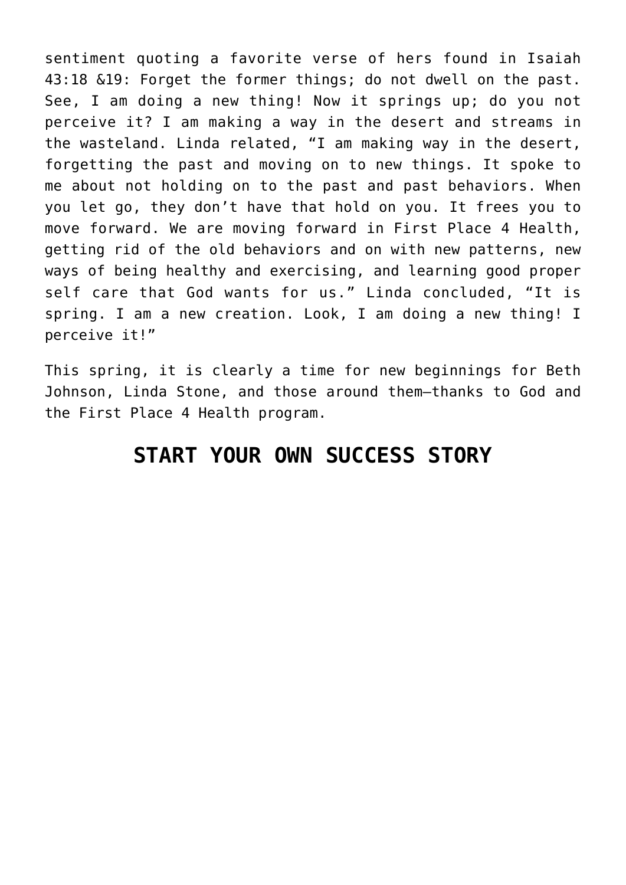sentiment quoting a favorite verse of hers found in Isaiah 43:18 &19: Forget the former things; do not dwell on the past. See, I am doing a new thing! Now it springs up; do you not perceive it? I am making a way in the desert and streams in the wasteland. Linda related, "I am making way in the desert, forgetting the past and moving on to new things. It spoke to me about not holding on to the past and past behaviors. When you let go, they don't have that hold on you. It frees you to move forward. We are moving forward in First Place 4 Health, getting rid of the old behaviors and on with new patterns, new ways of being healthy and exercising, and learning good proper self care that God wants for us." Linda concluded, "It is spring. I am a new creation. Look, I am doing a new thing! I perceive it!"

This spring, it is clearly a time for new beginnings for Beth Johnson, Linda Stone, and those around them—thanks to God and the First Place 4 Health program.

## START YOUR OWN SUCCESS STORY